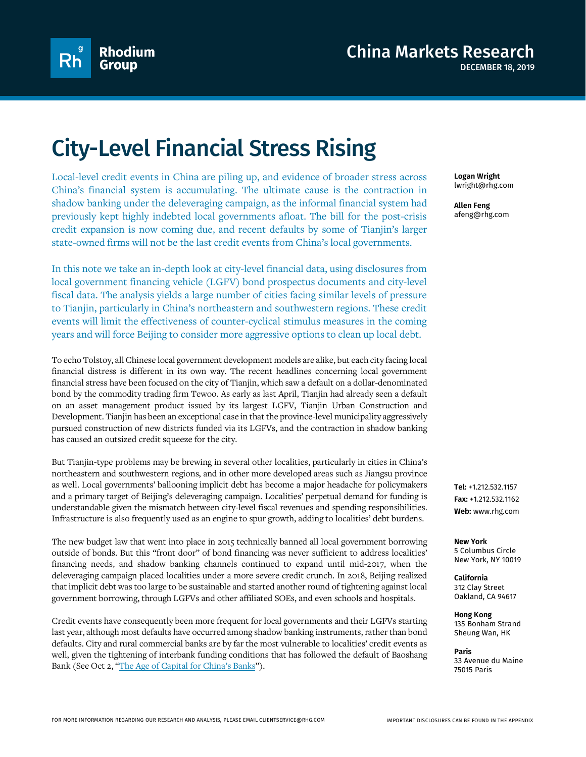Rhodium Group

China Markets Research

DECEMBER 18, 2019

# City-Level Financial Stress Rising

**Logan Wright**
lwright@rhg.com

**Allen Feng**
afeng@rhg.com

Local-level credit events in China are piling up, and evidence of broader stress across China's financial system is accumulating. The ultimate cause is the contraction in shadow banking under the deleveraging campaign, as the informal financial system had previously kept highly indebted local governments afloat. The bill for the post-crisis credit expansion is now coming due, and recent defaults by some of Tianjin's larger state-owned firms will not be the last credit events from China's local governments.

In this note we take an in-depth look at city-level financial data, using disclosures from local government financing vehicle (LGFV) bond prospectus documents and city-level fiscal data. The analysis yields a large number of cities facing similar levels of pressure to Tianjin, particularly in China's northeastern and southwestern regions. These credit events will limit the effectiveness of counter-cyclical stimulus measures in the coming years and will force Beijing to consider more aggressive options to clean up local debt.

To echo Tolstoy, all Chinese local government development models are alike, but each city facing local financial distress is different in its own way. The recent headlines concerning local government financial stress have been focused on the city of Tianjin, which saw a default on a dollar-denominated bond by the commodity trading firm Tewoo. As early as last April, Tianjin had already seen a default on an asset management product issued by its largest LGFV, Tianjin Urban Construction and Development. Tianjin has been an exceptional case in that the province-level municipality aggressively pursued construction of new districts funded via its LGFVs, and the contraction in shadow banking has caused an outsized credit squeeze for the city.

But Tianjin-type problems may be brewing in several other localities, particularly in cities in China's northeastern and southwestern regions, and in other more developed areas such as Jiangsu province as well. Local governments' ballooning implicit debt has become a major headache for policymakers and a primary target of Beijing's deleveraging campaign. Localities' perpetual demand for funding is understandable given the mismatch between city-level fiscal revenues and spending responsibilities. Infrastructure is also frequently used as an engine to spur growth, adding to localities' debt burdens.

The new budget law that went into place in 2015 technically banned all local government borrowing outside of bonds. But this "front door" of bond financing was never sufficient to address localities' financing needs, and shadow banking channels continued to expand until mid-2017, when the deleveraging campaign placed localities under a more severe credit crunch. In 2018, Beijing realized that implicit debt was too large to be sustainable and started another round of tightening against local government borrowing, through LGFVs and other affiliated SOEs, and even schools and hospitals.

Credit events have consequently been more frequent for local governments and their LGFVs starting last year, although most defaults have occurred among shadow banking instruments, rather than bond defaults. City and rural commercial banks are by far the most vulnerable to localities' credit events as well, given the tightening of interbank funding conditions that has followed the default of Baoshang Bank (See Oct 2, "The Age of Capital for China's Banks").

**Tel:** +1.212.532.1157
**Fax:** +1.212.532.1162
**Web:** www.rhg.com

**New York**
5 Columbus Circle
New York, NY 10019

**California**
312 Clay Street
Oakland, CA 94617

**Hong Kong**
135 Bonham Strand
Sheung Wan, HK

**Paris**
33 Avenue du Maine
75015 Paris

FOR MORE INFORMATION REGARDING OUR RESEARCH AND ANALYSIS, PLEASE EMAIL CLIENTSERVICE@RHG.COM

IMPORTANT DISCLOSURES CAN BE FOUND IN THE APPENDIX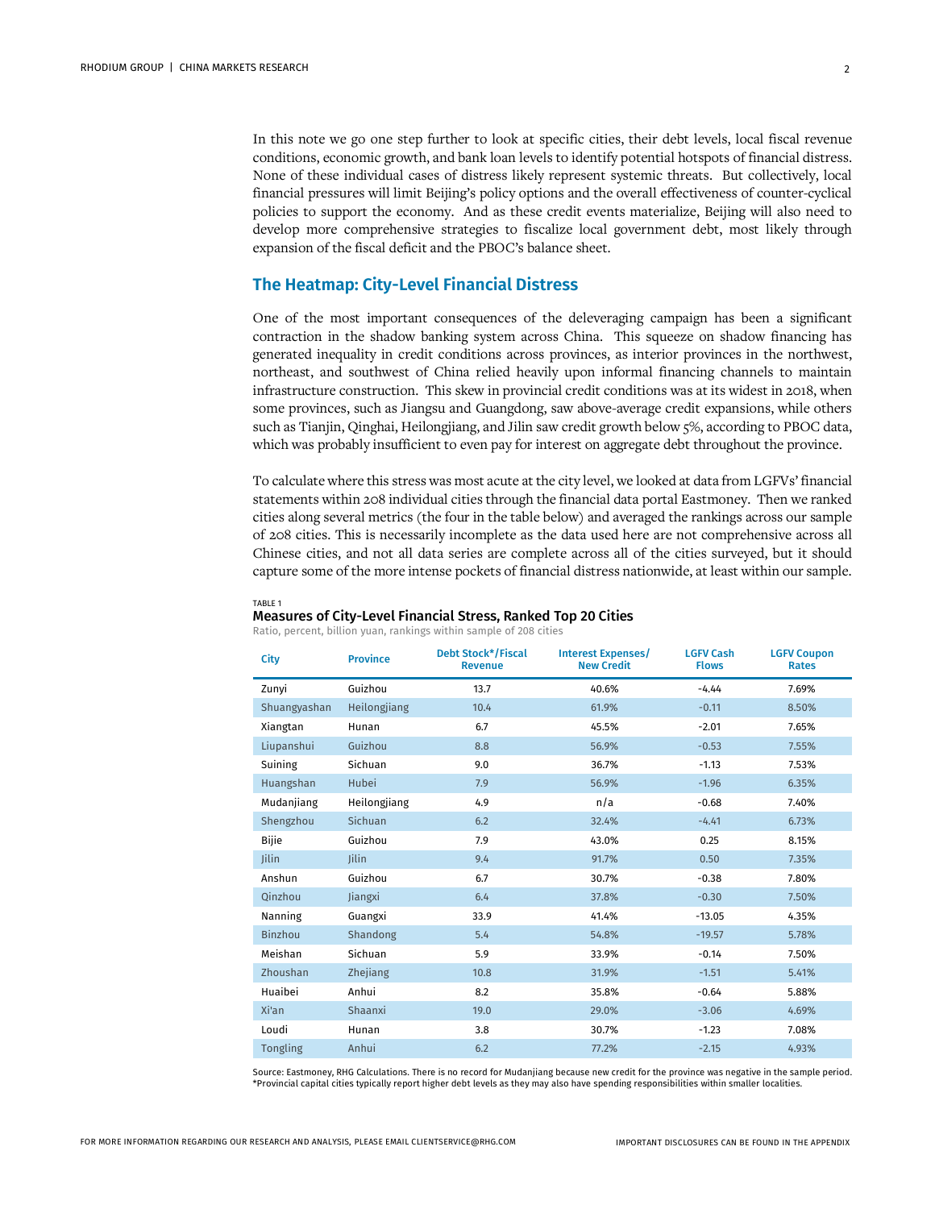In this note we go one step further to look at specific cities, their debt levels, local fiscal revenue conditions, economic growth, and bank loan levels to identify potential hotspots of financial distress. None of these individual cases of distress likely represent systemic threats. But collectively, local financial pressures will limit Beijing's policy options and the overall effectiveness of counter-cyclical policies to support the economy. And as these credit events materialize, Beijing will also need to develop more comprehensive strategies to fiscalize local government debt, most likely through expansion of the fiscal deficit and the PBOC's balance sheet.

## The Heatmap: City-Level Financial Distress

One of the most important consequences of the deleveraging campaign has been a significant contraction in the shadow banking system across China. This squeeze on shadow financing has generated inequality in credit conditions across provinces, as interior provinces in the northwest, northeast, and southwest of China relied heavily upon informal financing channels to maintain infrastructure construction. This skew in provincial credit conditions was at its widest in 2018, when some provinces, such as Jiangsu and Guangdong, saw above-average credit expansions, while others such as Tianjin, Qinghai, Heilongjiang, and Jilin saw credit growth below 5%, according to PBOC data, which was probably insufficient to even pay for interest on aggregate debt throughout the province.

To calculate where this stress was most acute at the city level, we looked at data from LGFVs' financial statements within 208 individual cities through the financial data portal Eastmoney. Then we ranked cities along several metrics (the four in the table below) and averaged the rankings across our sample of 208 cities. This is necessarily incomplete as the data used here are not comprehensive across all Chinese cities, and not all data series are complete across all of the cities surveyed, but it should capture some of the more intense pockets of financial distress nationwide, at least within our sample.

TABLE 1

**Measures of City-Level Financial Stress, Ranked Top 20 Cities**

Ratio, percent, billion yuan, rankings within sample of 208 cities

| City | Province | Debt Stock*/Fiscal Revenue | Interest Expenses/ New Credit | LGFV Cash Flows | LGFV Coupon Rates |
|---|---|---|---|---|---|
| Zunyi | Guizhou | 13.7 | 40.6% | -4.44 | 7.69% |
| Shuangyashan | Heilongjiang | 10.4 | 61.9% | -0.11 | 8.50% |
| Xiangtan | Hunan | 6.7 | 45.5% | -2.01 | 7.65% |
| Liupanshui | Guizhou | 8.8 | 56.9% | -0.53 | 7.55% |
| Suining | Sichuan | 9.0 | 36.7% | -1.13 | 7.53% |
| Huangshan | Hubei | 7.9 | 56.9% | -1.96 | 6.35% |
| Mudanjiang | Heilongjiang | 4.9 | n/a | -0.68 | 7.40% |
| Shengzhou | Sichuan | 6.2 | 32.4% | -4.41 | 6.73% |
| Bijie | Guizhou | 7.9 | 43.0% | 0.25 | 8.15% |
| Jilin | Jilin | 9.4 | 91.7% | 0.50 | 7.35% |
| Anshun | Guizhou | 6.7 | 30.7% | -0.38 | 7.80% |
| Qinzhou | Jiangxi | 6.4 | 37.8% | -0.30 | 7.50% |
| Nanning | Guangxi | 33.9 | 41.4% | -13.05 | 4.35% |
| Binzhou | Shandong | 5.4 | 54.8% | -19.57 | 5.78% |
| Meishan | Sichuan | 5.9 | 33.9% | -0.14 | 7.50% |
| Zhoushan | Zhejiang | 10.8 | 31.9% | -1.51 | 5.41% |
| Huaibei | Anhui | 8.2 | 35.8% | -0.64 | 5.88% |
| Xi'an | Shaanxi | 19.0 | 29.0% | -3.06 | 4.69% |
| Loudi | Hunan | 3.8 | 30.7% | -1.23 | 7.08% |
| Tongling | Anhui | 6.2 | 77.2% | -2.15 | 4.93% |

Source: Eastmoney, RHG Calculations. There is no record for Mudanjiang because new credit for the province was negative in the sample period.
*Provincial capital cities typically report higher debt levels as they may also have spending responsibilities within smaller localities.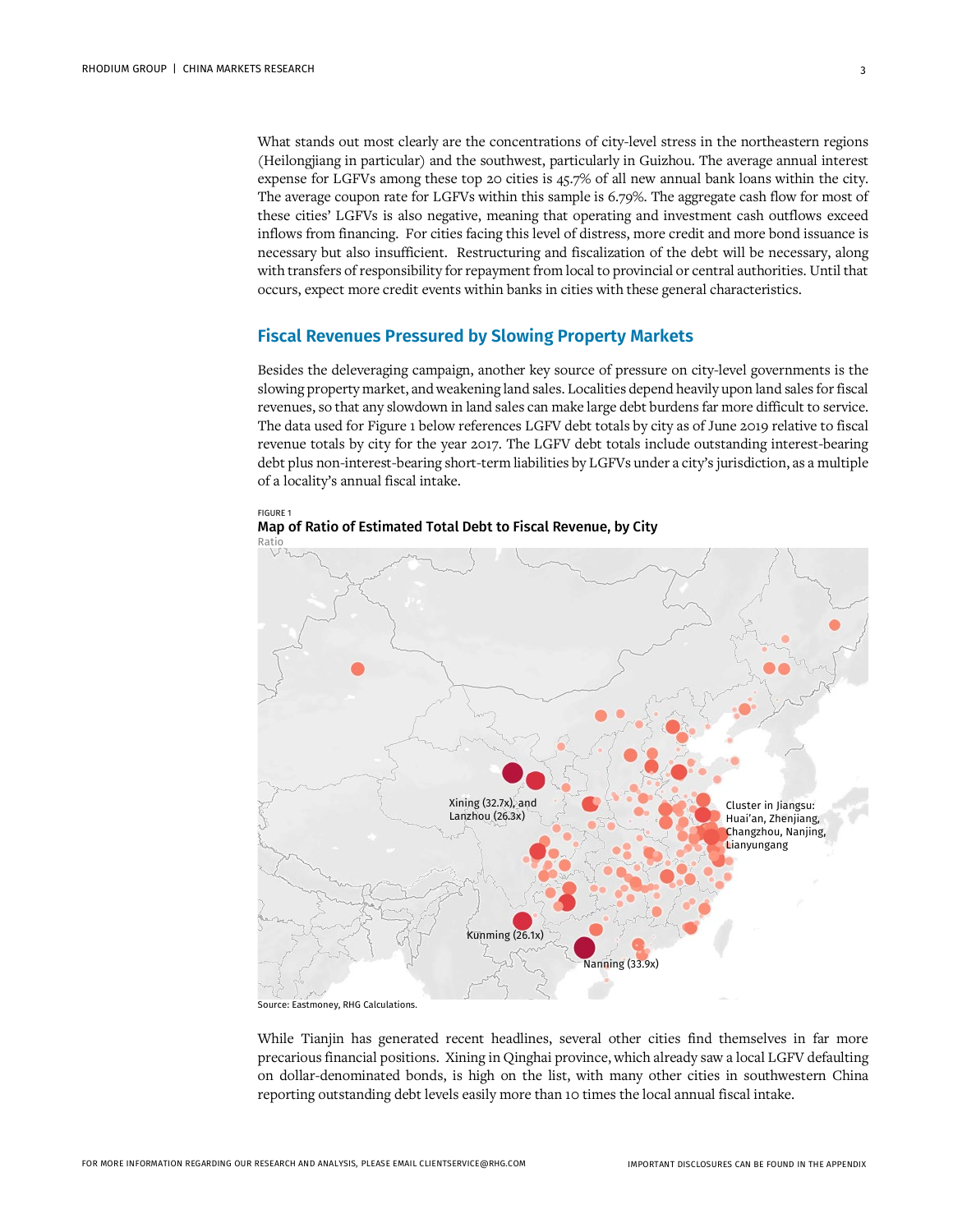What stands out most clearly are the concentrations of city-level stress in the northeastern regions (Heilongjiang in particular) and the southwest, particularly in Guizhou. The average annual interest expense for LGFVs among these top 20 cities is 45.7% of all new annual bank loans within the city. The average coupon rate for LGFVs within this sample is 6.79%. The aggregate cash flow for most of these cities' LGFVs is also negative, meaning that operating and investment cash outflows exceed inflows from financing. For cities facing this level of distress, more credit and more bond issuance is necessary but also insufficient. Restructuring and fiscalization of the debt will be necessary, along with transfers of responsibility for repayment from local to provincial or central authorities. Until that occurs, expect more credit events within banks in cities with these general characteristics.

## Fiscal Revenues Pressured by Slowing Property Markets

Besides the deleveraging campaign, another key source of pressure on city-level governments is the slowing property market, and weakening land sales. Localities depend heavily upon land sales for fiscal revenues, so that any slowdown in land sales can make large debt burdens far more difficult to service. The data used for Figure 1 below references LGFV debt totals by city as of June 2019 relative to fiscal revenue totals by city for the year 2017. The LGFV debt totals include outstanding interest-bearing debt plus non-interest-bearing short-term liabilities by LGFVs under a city's jurisdiction, as a multiple of a locality's annual fiscal intake.

FIGURE 1

**Map of Ratio of Estimated Total Debt to Fiscal Revenue, by City**

Ratio

Xining (32.7x), and Lanzhou (26.3x)

Cluster in Jiangsu: Huai'an, Zhenjiang, Changzhou, Nanjing, Lianyungang

Kunming (26.1x)

Nanning (33.9x)

Source: Eastmoney, RHG Calculations.

While Tianjin has generated recent headlines, several other cities find themselves in far more precarious financial positions. Xining in Qinghai province, which already saw a local LGFV defaulting on dollar-denominated bonds, is high on the list, with many other cities in southwestern China reporting outstanding debt levels easily more than 10 times the local annual fiscal intake.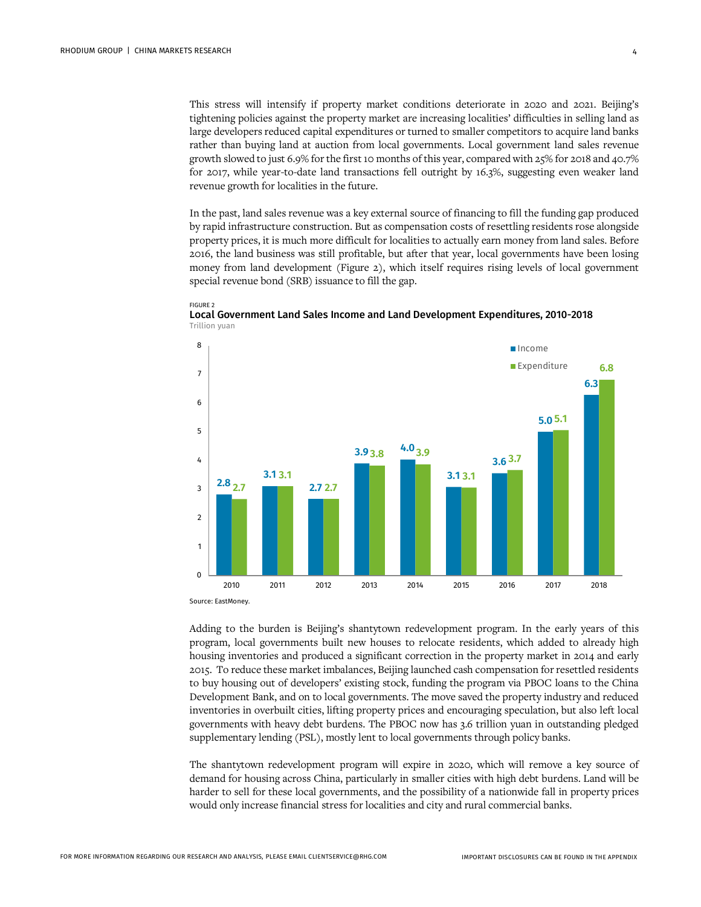This stress will intensify if property market conditions deteriorate in 2020 and 2021. Beijing's tightening policies against the property market are increasing localities' difficulties in selling land as large developers reduced capital expenditures or turned to smaller competitors to acquire land banks rather than buying land at auction from local governments. Local government land sales revenue growth slowed to just 6.9% for the first 10 months of this year, compared with 25% for 2018 and 40.7% for 2017, while year-to-date land transactions fell outright by 16.3%, suggesting even weaker land revenue growth for localities in the future.

In the past, land sales revenue was a key external source of financing to fill the funding gap produced by rapid infrastructure construction. But as compensation costs of resettling residents rose alongside property prices, it is much more difficult for localities to actually earn money from land sales. Before 2016, the land business was still profitable, but after that year, local governments have been losing money from land development (Figure 2), which itself requires rising levels of local government special revenue bond (SRB) issuance to fill the gap.

FIGURE 2

**Local Government Land Sales Income and Land Development Expenditures, 2010-2018**

Trillion yuan

| Year | Income | Expenditure |
|---|---|---|
| 2010 | 2.8 | 2.7 |
| 2011 | 3.1 | 3.1 |
| 2012 | 2.7 | 2.7 |
| 2013 | 3.9 | 3.8 |
| 2014 | 4.0 | 3.9 |
| 2015 | 3.1 | 3.1 |
| 2016 | 3.6 | 3.7 |
| 2017 | 5.0 | 5.1 |
| 2018 | 6.3 | 6.8 |

Source: EastMoney.

Adding to the burden is Beijing's shantytown redevelopment program. In the early years of this program, local governments built new houses to relocate residents, which added to already high housing inventories and produced a significant correction in the property market in 2014 and early 2015. To reduce these market imbalances, Beijing launched cash compensation for resettled residents to buy housing out of developers' existing stock, funding the program via PBOC loans to the China Development Bank, and on to local governments. The move saved the property industry and reduced inventories in overbuilt cities, lifting property prices and encouraging speculation, but also left local governments with heavy debt burdens. The PBOC now has 3.6 trillion yuan in outstanding pledged supplementary lending (PSL), mostly lent to local governments through policy banks.

The shantytown redevelopment program will expire in 2020, which will remove a key source of demand for housing across China, particularly in smaller cities with high debt burdens. Land will be harder to sell for these local governments, and the possibility of a nationwide fall in property prices would only increase financial stress for localities and city and rural commercial banks.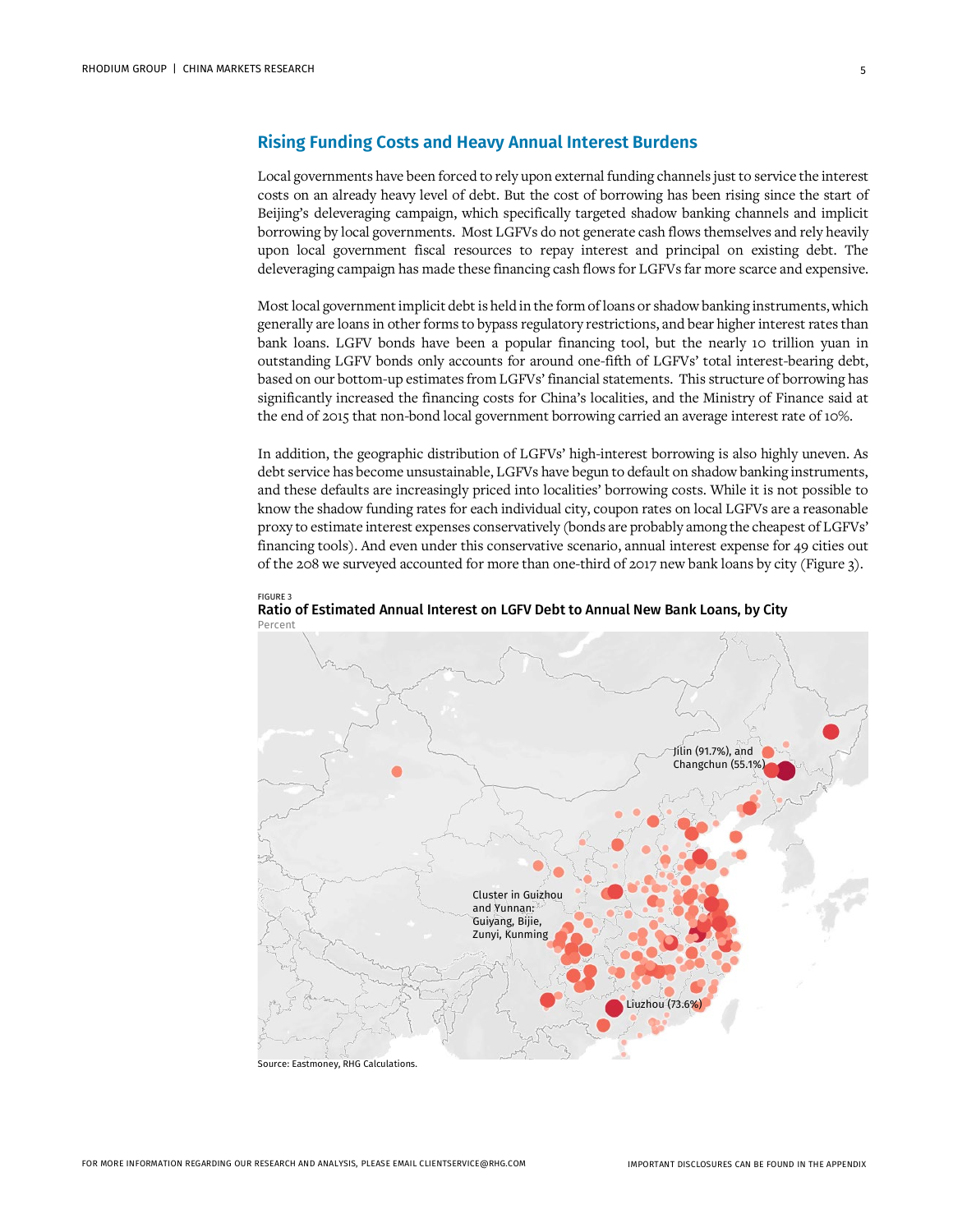## Rising Funding Costs and Heavy Annual Interest Burdens

Local governments have been forced to rely upon external funding channels just to service the interest costs on an already heavy level of debt. But the cost of borrowing has been rising since the start of Beijing's deleveraging campaign, which specifically targeted shadow banking channels and implicit borrowing by local governments. Most LGFVs do not generate cash flows themselves and rely heavily upon local government fiscal resources to repay interest and principal on existing debt. The deleveraging campaign has made these financing cash flows for LGFVs far more scarce and expensive.

Most local government implicit debt is held in the form of loans or shadow banking instruments, which generally are loans in other forms to bypass regulatory restrictions, and bear higher interest rates than bank loans. LGFV bonds have been a popular financing tool, but the nearly 10 trillion yuan in outstanding LGFV bonds only accounts for around one-fifth of LGFVs' total interest-bearing debt, based on our bottom-up estimates from LGFVs' financial statements. This structure of borrowing has significantly increased the financing costs for China's localities, and the Ministry of Finance said at the end of 2015 that non-bond local government borrowing carried an average interest rate of 10%.

In addition, the geographic distribution of LGFVs' high-interest borrowing is also highly uneven. As debt service has become unsustainable, LGFVs have begun to default on shadow banking instruments, and these defaults are increasingly priced into localities' borrowing costs. While it is not possible to know the shadow funding rates for each individual city, coupon rates on local LGFVs are a reasonable proxy to estimate interest expenses conservatively (bonds are probably among the cheapest of LGFVs' financing tools). And even under this conservative scenario, annual interest expense for 49 cities out of the 208 we surveyed accounted for more than one-third of 2017 new bank loans by city (Figure 3).

FIGURE 3

**Ratio of Estimated Annual Interest on LGFV Debt to Annual New Bank Loans, by City**

Percent

Jilin (91.7%), and Changchun (55.1%)

Cluster in Guizhou and Yunnan: Guiyang, Bijie, Zunyi, Kunming

Liuzhou (73.6%)

Source: Eastmoney, RHG Calculations.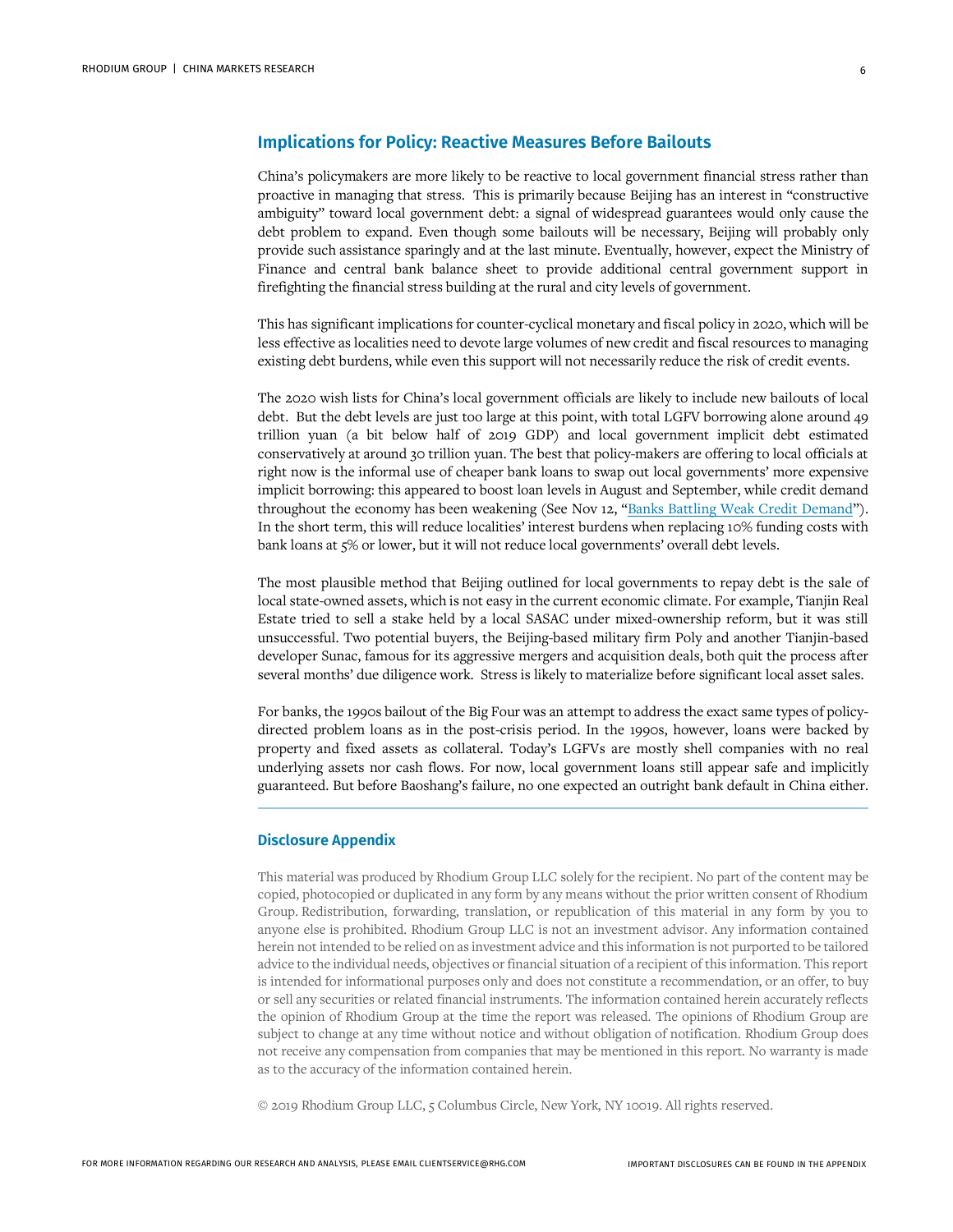## Implications for Policy: Reactive Measures Before Bailouts

China's policymakers are more likely to be reactive to local government financial stress rather than proactive in managing that stress. This is primarily because Beijing has an interest in "constructive ambiguity" toward local government debt: a signal of widespread guarantees would only cause the debt problem to expand. Even though some bailouts will be necessary, Beijing will probably only provide such assistance sparingly and at the last minute. Eventually, however, expect the Ministry of Finance and central bank balance sheet to provide additional central government support in firefighting the financial stress building at the rural and city levels of government.

This has significant implications for counter-cyclical monetary and fiscal policy in 2020, which will be less effective as localities need to devote large volumes of new credit and fiscal resources to managing existing debt burdens, while even this support will not necessarily reduce the risk of credit events.

The 2020 wish lists for China's local government officials are likely to include new bailouts of local debt. But the debt levels are just too large at this point, with total LGFV borrowing alone around 49 trillion yuan (a bit below half of 2019 GDP) and local government implicit debt estimated conservatively at around 30 trillion yuan. The best that policy-makers are offering to local officials at right now is the informal use of cheaper bank loans to swap out local governments' more expensive implicit borrowing: this appeared to boost loan levels in August and September, while credit demand throughout the economy has been weakening (See Nov 12, "Banks Battling Weak Credit Demand"). In the short term, this will reduce localities' interest burdens when replacing 10% funding costs with bank loans at 5% or lower, but it will not reduce local governments' overall debt levels.

The most plausible method that Beijing outlined for local governments to repay debt is the sale of local state-owned assets, which is not easy in the current economic climate. For example, Tianjin Real Estate tried to sell a stake held by a local SASAC under mixed-ownership reform, but it was still unsuccessful. Two potential buyers, the Beijing-based military firm Poly and another Tianjin-based developer Sunac, famous for its aggressive mergers and acquisition deals, both quit the process after several months' due diligence work. Stress is likely to materialize before significant local asset sales.

For banks, the 1990s bailout of the Big Four was an attempt to address the exact same types of policy-directed problem loans as in the post-crisis period. In the 1990s, however, loans were backed by property and fixed assets as collateral. Today's LGFVs are mostly shell companies with no real underlying assets nor cash flows. For now, local government loans still appear safe and implicitly guaranteed. But before Baoshang's failure, no one expected an outright bank default in China either.

---

### Disclosure Appendix

This material was produced by Rhodium Group LLC solely for the recipient. No part of the content may be copied, photocopied or duplicated in any form by any means without the prior written consent of Rhodium Group. Redistribution, forwarding, translation, or republication of this material in any form by you to anyone else is prohibited. Rhodium Group LLC is not an investment advisor. Any information contained herein not intended to be relied on as investment advice and this information is not purported to be tailored advice to the individual needs, objectives or financial situation of a recipient of this information. This report is intended for informational purposes only and does not constitute a recommendation, or an offer, to buy or sell any securities or related financial instruments. The information contained herein accurately reflects the opinion of Rhodium Group at the time the report was released. The opinions of Rhodium Group are subject to change at any time without notice and without obligation of notification. Rhodium Group does not receive any compensation from companies that may be mentioned in this report. No warranty is made as to the accuracy of the information contained herein.

© 2019 Rhodium Group LLC, 5 Columbus Circle, New York, NY 10019. All rights reserved.